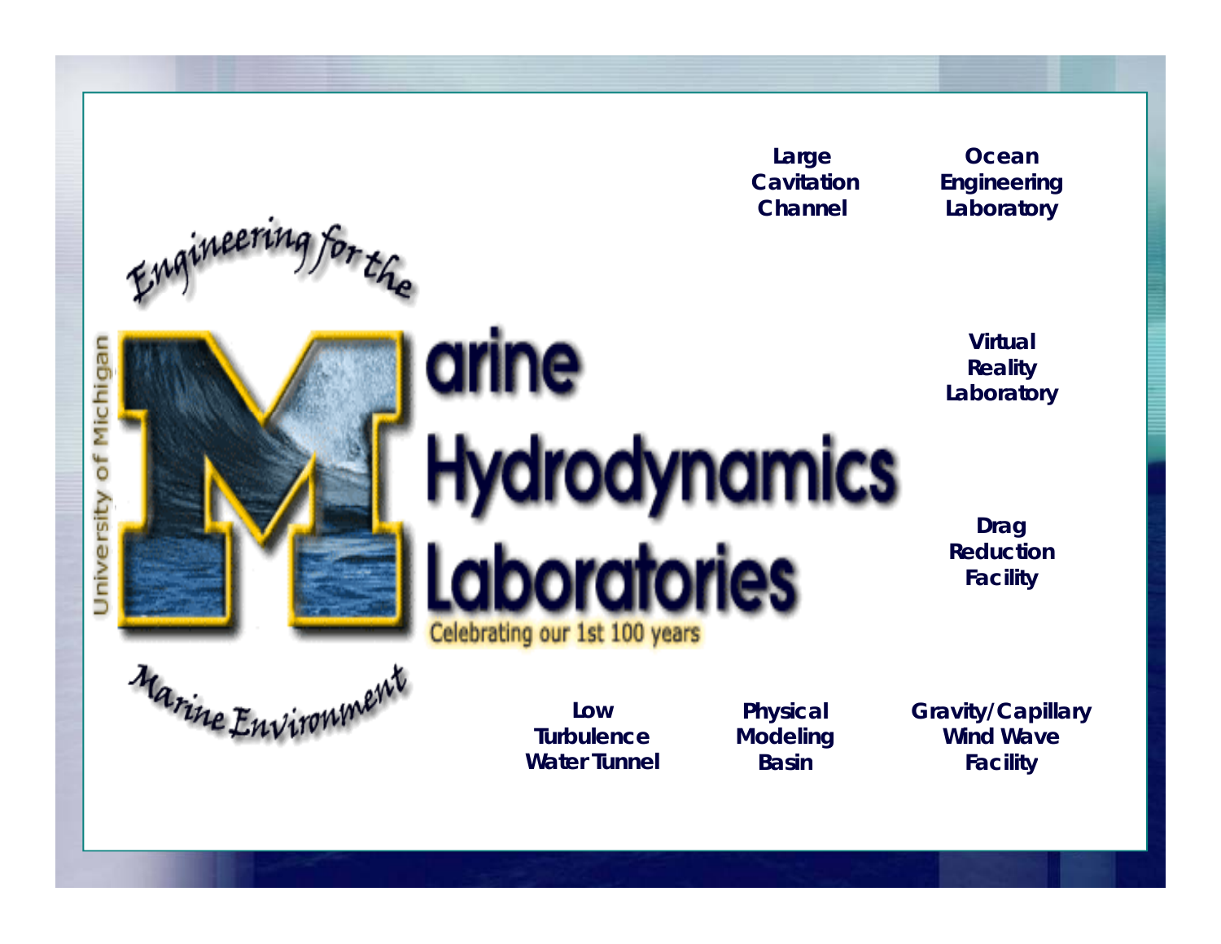Engineering for the

University of Michigan

# Marine Hydrodynamics Laboratories

Celebrating our 1st 100 years

Marine Environment

**Large Cavitation Channel**

**Ocean Engineering Laboratory**

**Virtual Reality Laboratory**

**Drag Reduction Facility**

**Low Turbulence Water Tunnel**

**Physical Modeling Basin**

**Gravity/Capillary Wind Wave Facility**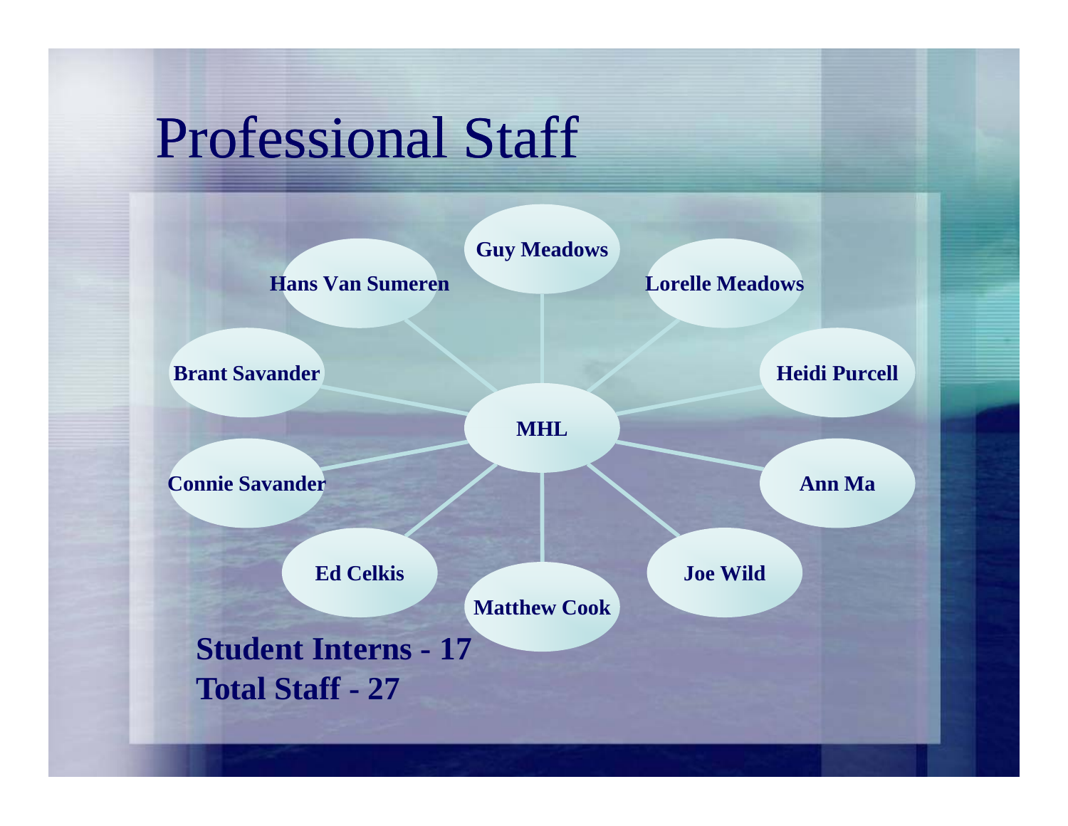# Professional Staff

- MHL
  - Guy Meadows
  - Lorelle Meadows
  - Heidi Purcell
  - Ann Ma
  - Joe Wild
  - Matthew Cook
  - Ed Celkis
  - Connie Savander
  - Brant Savander
  - Hans Van Sumeren

**Student Interns - 17**

**Total Staff - 27**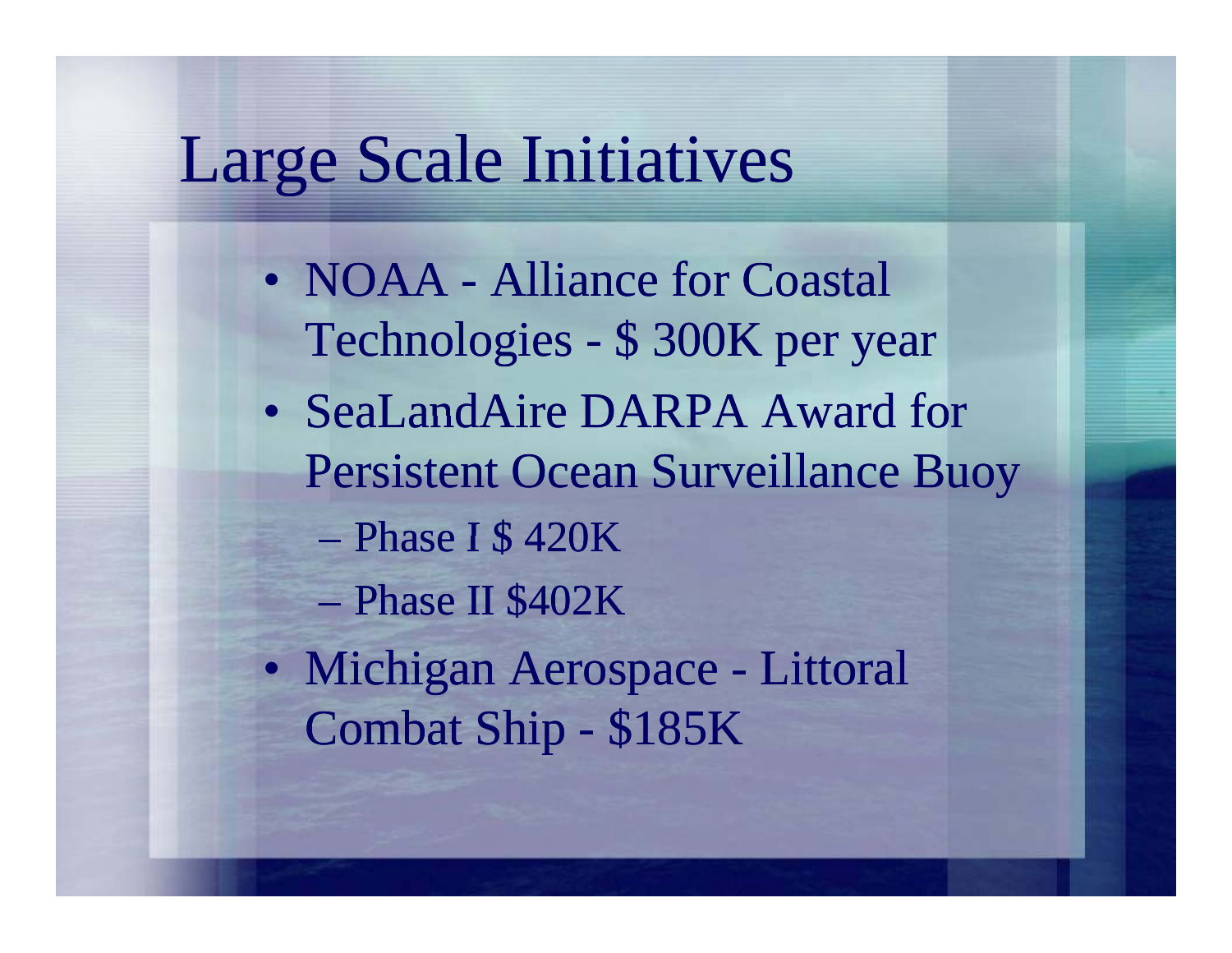# Large Scale Initiatives

- NOAA - Alliance for Coastal Technologies - $ 300K per year
- SeaLandAire DARPA Award for Persistent Ocean Surveillance Buoy
  - Phase I $ 420K
  - Phase II $402K
- Michigan Aerospace - Littoral Combat Ship - $185K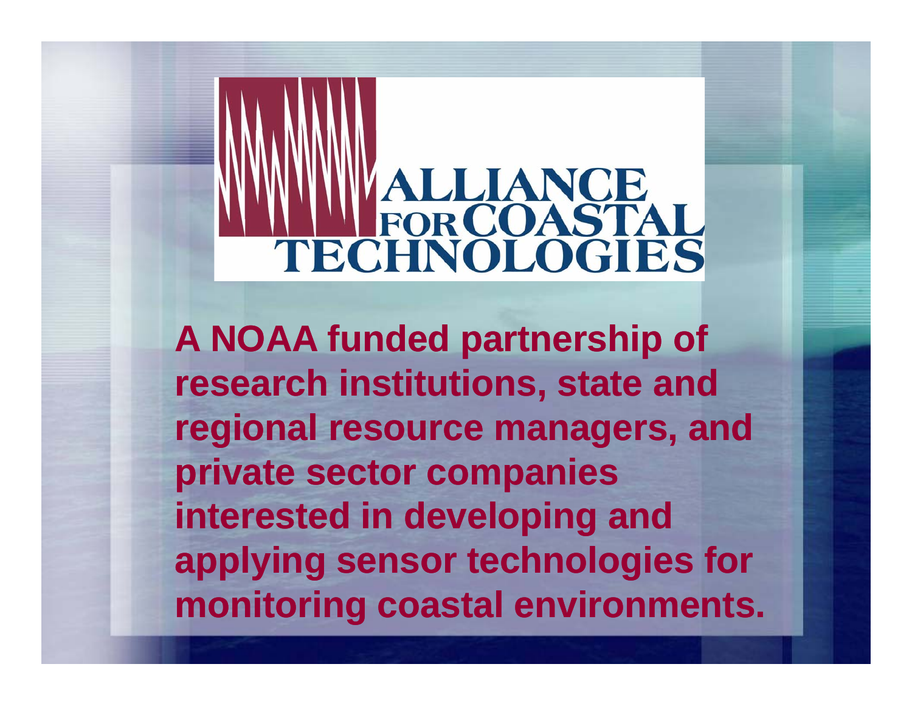# ALLIANCE FOR COASTAL TECHNOLOGIES

**A NOAA funded partnership of research institutions, state and regional resource managers, and private sector companies interested in developing and applying sensor technologies for monitoring coastal environments.**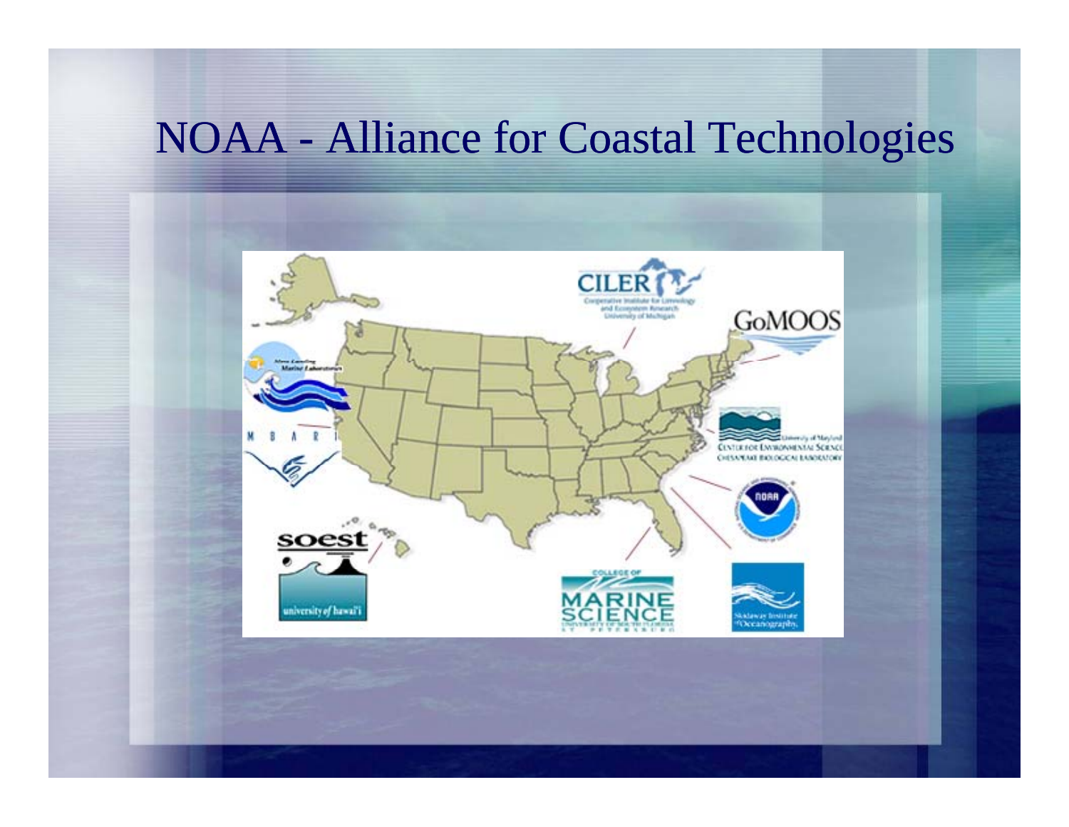# NOAA - Alliance for Coastal Technologies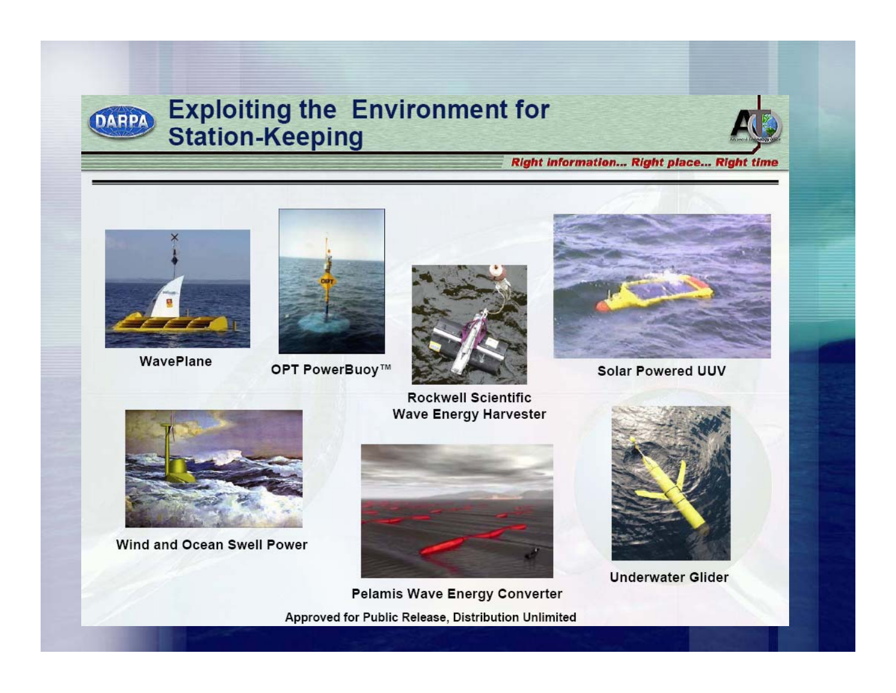# Exploiting the Environment for Station-Keeping

*Right information... Right place... Right time*

WavePlane

OPT PowerBuoy™

Rockwell Scientific Wave Energy Harvester

Solar Powered UUV

Wind and Ocean Swell Power

Pelamis Wave Energy Converter

Underwater Glider

Approved for Public Release, Distribution Unlimited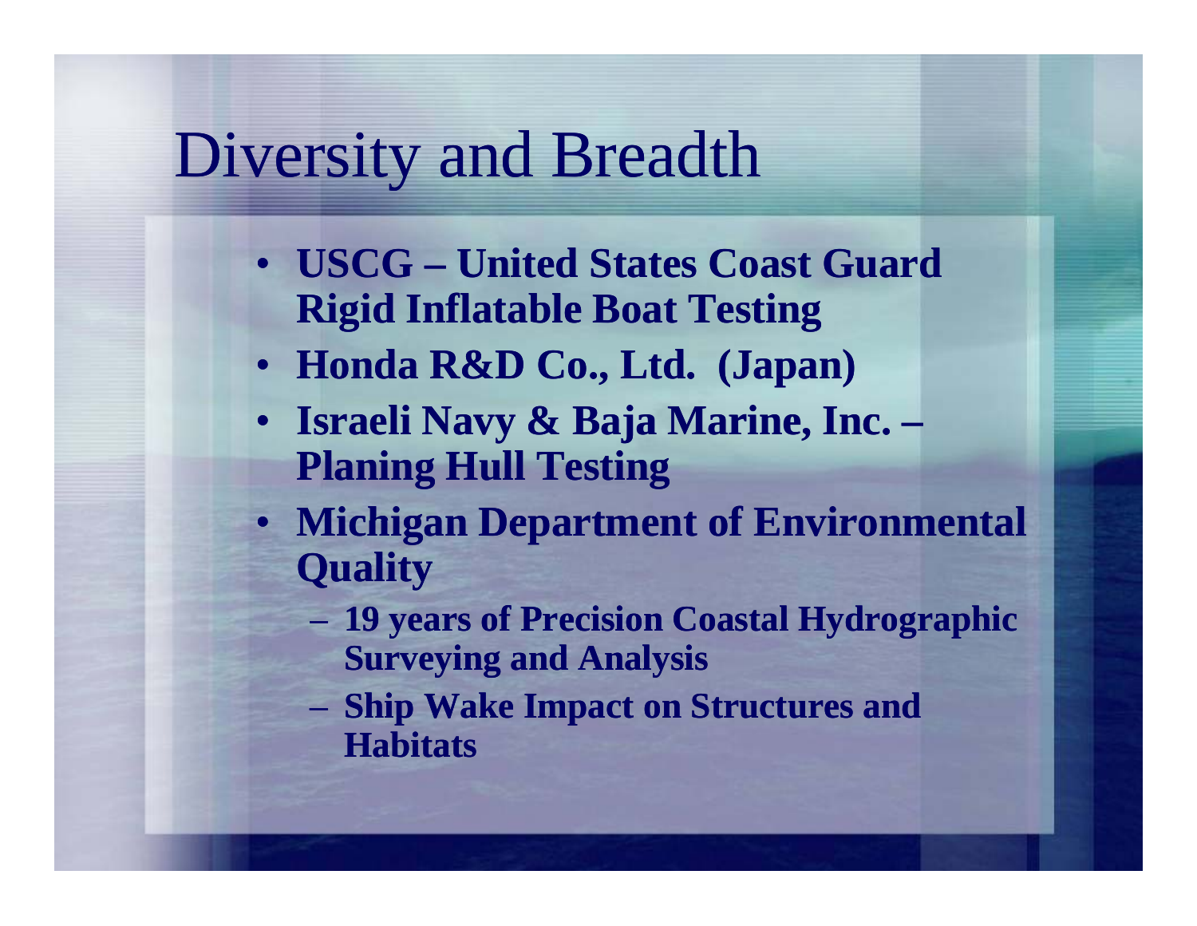# Diversity and Breadth

- **USCG – United States Coast Guard Rigid Inflatable Boat Testing**
- **Honda R&D Co., Ltd. (Japan)**
- **Israeli Navy & Baja Marine, Inc. – Planing Hull Testing**
- **Michigan Department of Environmental Quality**
  - **19 years of Precision Coastal Hydrographic Surveying and Analysis**
  - **Ship Wake Impact on Structures and Habitats**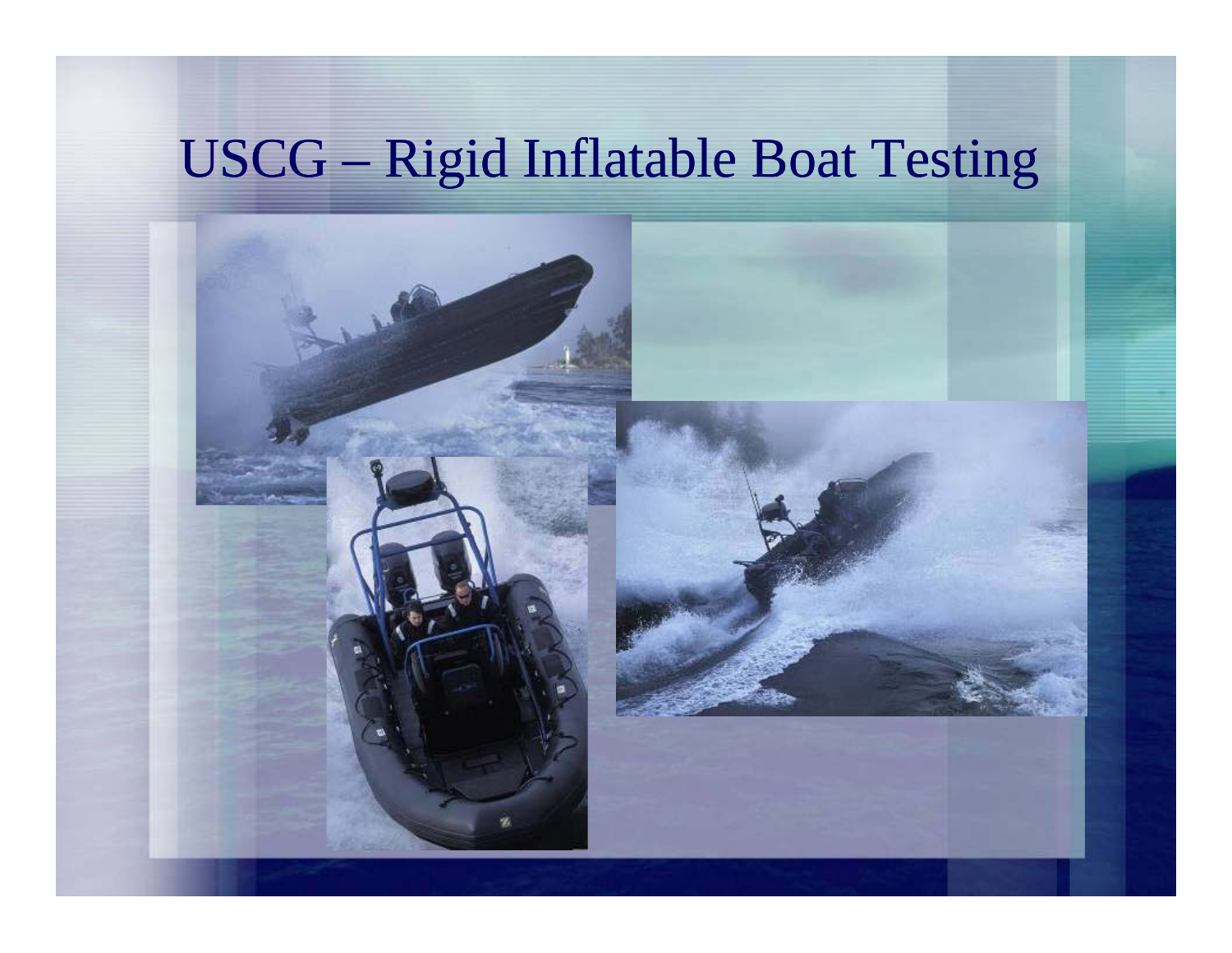# USCG – Rigid Inflatable Boat Testing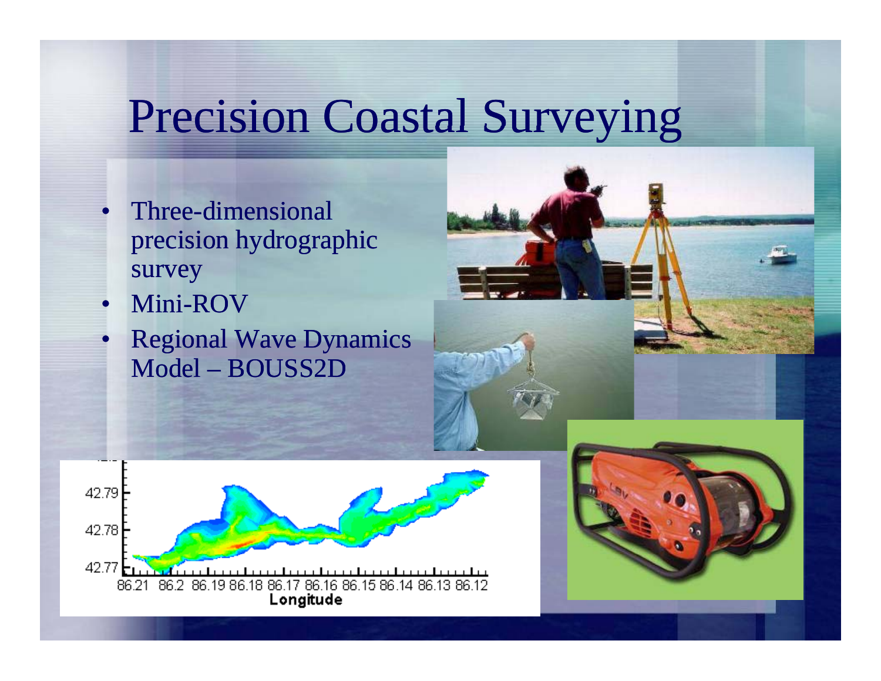# Precision Coastal Surveying

- Three-dimensional precision hydrographic survey
- Mini-ROV
- Regional Wave Dynamics Model – BOUSS2D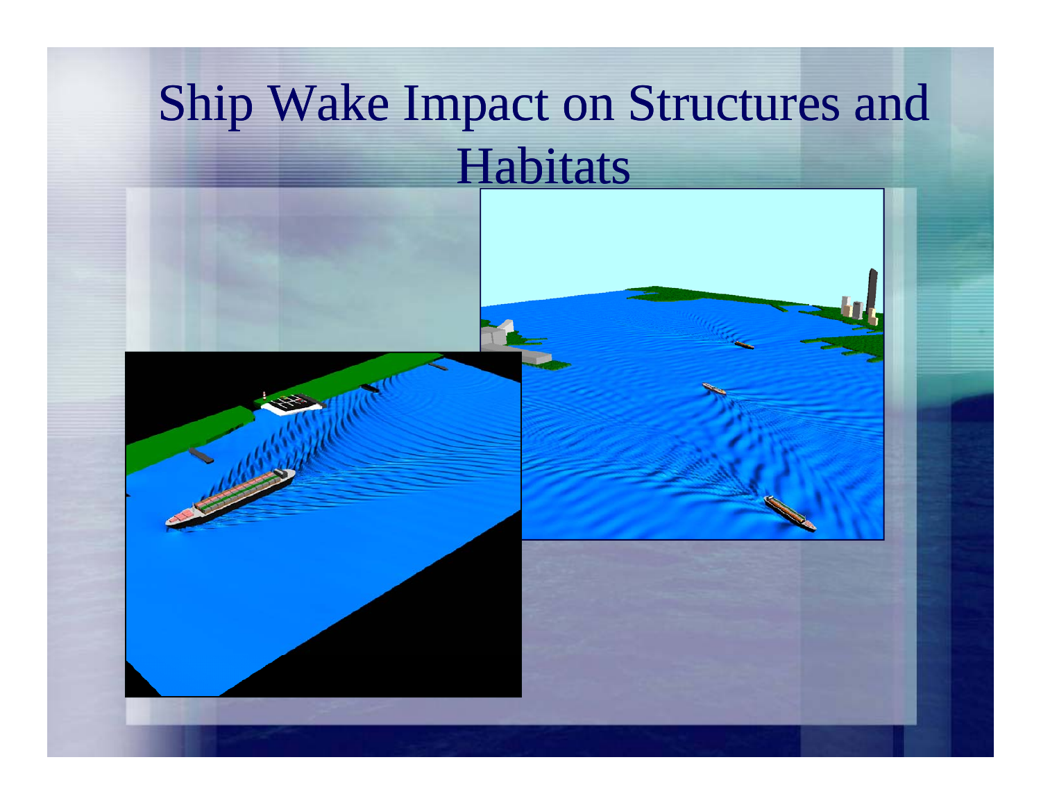# Ship Wake Impact on Structures and Habitats